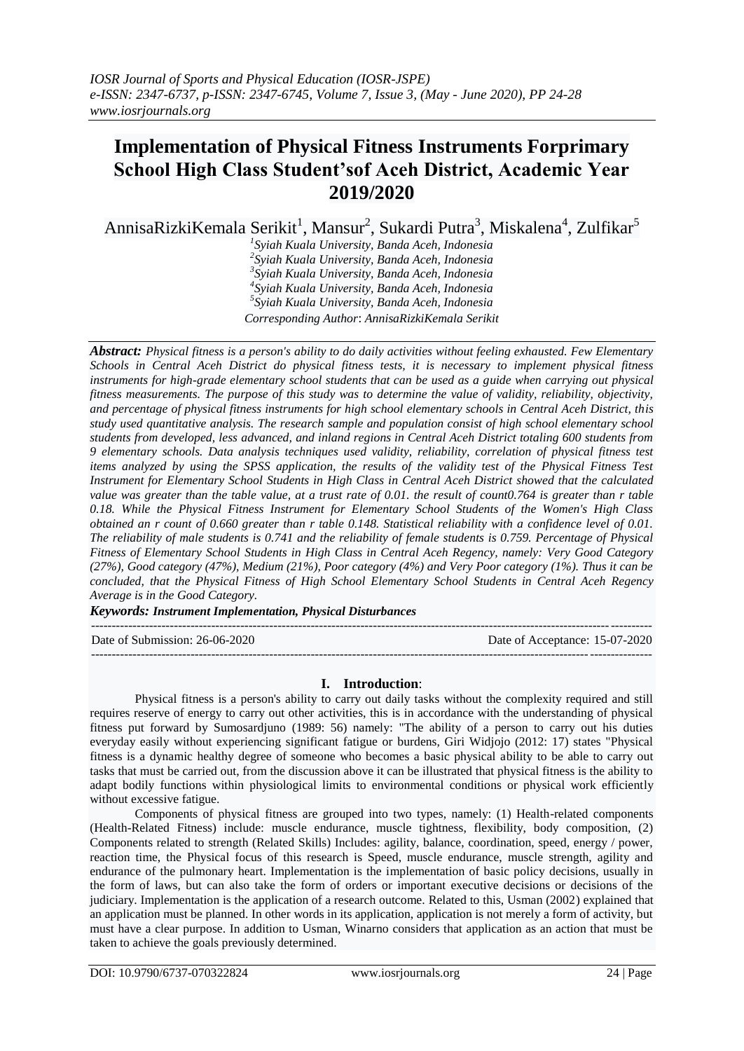# Implementation of Physical Fitness Instruments Forprimary School High Class Student'sof Aceh District, Academic Year 2019/2020

AnnisaRizkiKemala Serikit[1], Mansur[2], Sukardi Putra[3], Miskalena[4], Zulfikar[5]

*[1]Syiah Kuala University, Banda Aceh, Indonesia*
*[2]Syiah Kuala University, Banda Aceh, Indonesia*
*[3]Syiah Kuala University, Banda Aceh, Indonesia*
*[4]Syiah Kuala University, Banda Aceh, Indonesia*
*[5]Syiah Kuala University, Banda Aceh, Indonesia*
*Corresponding Author: AnnisaRizkiKemala Serikit*

***Abstract:*** *Physical fitness is a person's ability to do daily activities without feeling exhausted. Few Elementary Schools in Central Aceh District do physical fitness tests, it is necessary to implement physical fitness instruments for high-grade elementary school students that can be used as a guide when carrying out physical fitness measurements. The purpose of this study was to determine the value of validity, reliability, objectivity, and percentage of physical fitness instruments for high school elementary schools in Central Aceh District, this study used quantitative analysis. The research sample and population consist of high school elementary school students from developed, less advanced, and inland regions in Central Aceh District totaling 600 students from 9 elementary schools. Data analysis techniques used validity, reliability, correlation of physical fitness test items analyzed by using the SPSS application, the results of the validity test of the Physical Fitness Test Instrument for Elementary School Students in High Class in Central Aceh District showed that the calculated value was greater than the table value, at a trust rate of 0.01. the result of count0.764 is greater than r table 0.18. While the Physical Fitness Instrument for Elementary School Students of the Women's High Class obtained an r count of 0.660 greater than r table 0.148. Statistical reliability with a confidence level of 0.01. The reliability of male students is 0.741 and the reliability of female students is 0.759. Percentage of Physical Fitness of Elementary School Students in High Class in Central Aceh Regency, namely: Very Good Category (27%), Good category (47%), Medium (21%), Poor category (4%) and Very Poor category (1%). Thus it can be concluded, that the Physical Fitness of High School Elementary School Students in Central Aceh Regency Average is in the Good Category.*

***Keywords: Instrument Implementation, Physical Disturbances***

---

Date of Submission: 26-06-2020 | Date of Acceptance: 15-07-2020

---

## I. Introduction:

Physical fitness is a person's ability to carry out daily tasks without the complexity required and still requires reserve of energy to carry out other activities, this is in accordance with the understanding of physical fitness put forward by Sumosardjuno (1989: 56) namely: "The ability of a person to carry out his duties everyday easily without experiencing significant fatigue or burdens, Giri Widjojo (2012: 17) states "Physical fitness is a dynamic healthy degree of someone who becomes a basic physical ability to be able to carry out tasks that must be carried out, from the discussion above it can be illustrated that physical fitness is the ability to adapt bodily functions within physiological limits to environmental conditions or physical work efficiently without excessive fatigue.

Components of physical fitness are grouped into two types, namely: (1) Health-related components (Health-Related Fitness) include: muscle endurance, muscle tightness, flexibility, body composition, (2) Components related to strength (Related Skills) Includes: agility, balance, coordination, speed, energy / power, reaction time, the Physical focus of this research is Speed, muscle endurance, muscle strength, agility and endurance of the pulmonary heart. Implementation is the implementation of basic policy decisions, usually in the form of laws, but can also take the form of orders or important executive decisions or decisions of the judiciary. Implementation is the application of a research outcome. Related to this, Usman (2002) explained that an application must be planned. In other words in its application, application is not merely a form of activity, but must have a clear purpose. In addition to Usman, Winarno considers that application as an action that must be taken to achieve the goals previously determined.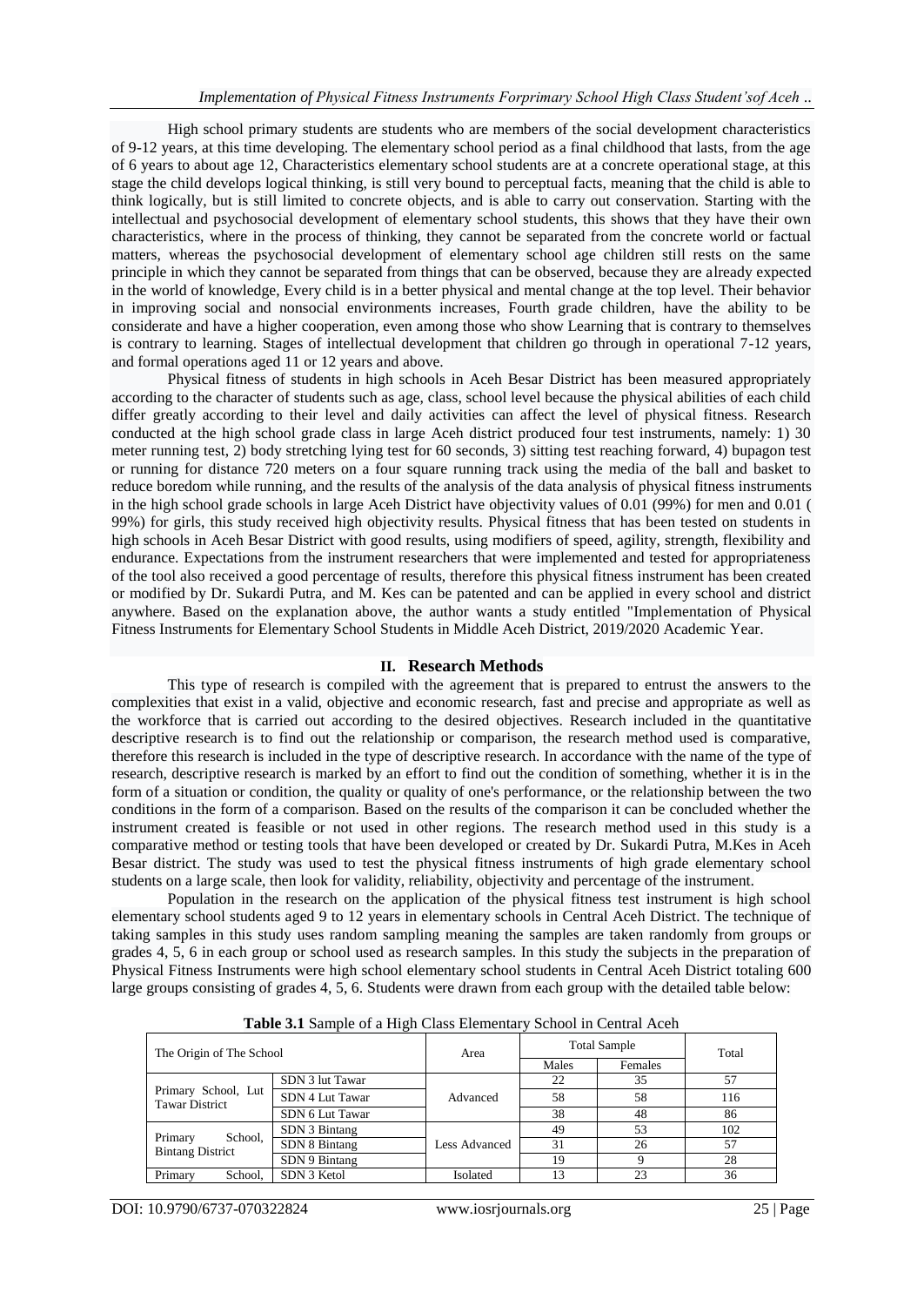High school primary students are students who are members of the social development characteristics of 9-12 years, at this time developing. The elementary school period as a final childhood that lasts, from the age of 6 years to about age 12, Characteristics elementary school students are at a concrete operational stage, at this stage the child develops logical thinking, is still very bound to perceptual facts, meaning that the child is able to think logically, but is still limited to concrete objects, and is able to carry out conservation. Starting with the intellectual and psychosocial development of elementary school students, this shows that they have their own characteristics, where in the process of thinking, they cannot be separated from the concrete world or factual matters, whereas the psychosocial development of elementary school age children still rests on the same principle in which they cannot be separated from things that can be observed, because they are already expected in the world of knowledge, Every child is in a better physical and mental change at the top level. Their behavior in improving social and nonsocial environments increases, Fourth grade children, have the ability to be considerate and have a higher cooperation, even among those who show Learning that is contrary to themselves is contrary to learning. Stages of intellectual development that children go through in operational 7-12 years, and formal operations aged 11 or 12 years and above.

Physical fitness of students in high schools in Aceh Besar District has been measured appropriately according to the character of students such as age, class, school level because the physical abilities of each child differ greatly according to their level and daily activities can affect the level of physical fitness. Research conducted at the high school grade class in large Aceh district produced four test instruments, namely: 1) 30 meter running test, 2) body stretching lying test for 60 seconds, 3) sitting test reaching forward, 4) bupagon test or running for distance 720 meters on a four square running track using the media of the ball and basket to reduce boredom while running, and the results of the analysis of the data analysis of physical fitness instruments in the high school grade schools in large Aceh District have objectivity values of 0.01 (99%) for men and 0.01 ( 99%) for girls, this study received high objectivity results. Physical fitness that has been tested on students in high schools in Aceh Besar District with good results, using modifiers of speed, agility, strength, flexibility and endurance. Expectations from the instrument researchers that were implemented and tested for appropriateness of the tool also received a good percentage of results, therefore this physical fitness instrument has been created or modified by Dr. Sukardi Putra, and M. Kes can be patented and can be applied in every school and district anywhere. Based on the explanation above, the author wants a study entitled "Implementation of Physical Fitness Instruments for Elementary School Students in Middle Aceh District, 2019/2020 Academic Year.

## II. Research Methods

This type of research is compiled with the agreement that is prepared to entrust the answers to the complexities that exist in a valid, objective and economic research, fast and precise and appropriate as well as the workforce that is carried out according to the desired objectives. Research included in the quantitative descriptive research is to find out the relationship or comparison, the research method used is comparative, therefore this research is included in the type of descriptive research. In accordance with the name of the type of research, descriptive research is marked by an effort to find out the condition of something, whether it is in the form of a situation or condition, the quality or quality of one's performance, or the relationship between the two conditions in the form of a comparison. Based on the results of the comparison it can be concluded whether the instrument created is feasible or not used in other regions. The research method used in this study is a comparative method or testing tools that have been developed or created by Dr. Sukardi Putra, M.Kes in Aceh Besar district. The study was used to test the physical fitness instruments of high grade elementary school students on a large scale, then look for validity, reliability, objectivity and percentage of the instrument.

Population in the research on the application of the physical fitness test instrument is high school elementary school students aged 9 to 12 years in elementary schools in Central Aceh District. The technique of taking samples in this study uses random sampling meaning the samples are taken randomly from groups or grades 4, 5, 6 in each group or school used as research samples. In this study the subjects in the preparation of Physical Fitness Instruments were high school elementary school students in Central Aceh District totaling 600 large groups consisting of grades 4, 5, 6. Students were drawn from each group with the detailed table below:

**Table 3.1** Sample of a High Class Elementary School in Central Aceh

| The Origin of The School | | Area | Total Sample | | Total |
|---|---|---|---|---|---|
| | | | Males | Females | |
| Primary School, Lut Tawar District | SDN 3 lut Tawar | Advanced | 22 | 35 | 57 |
| | SDN 4 Lut Tawar | | 58 | 58 | 116 |
| | SDN 6 Lut Tawar | | 38 | 48 | 86 |
| Primary School, Bintang District | SDN 3 Bintang | Less Advanced | 49 | 53 | 102 |
| | SDN 8 Bintang | | 31 | 26 | 57 |
| | SDN 9 Bintang | | 19 | 9 | 28 |
| Primary School, | SDN 3 Ketol | Isolated | 13 | 23 | 36 |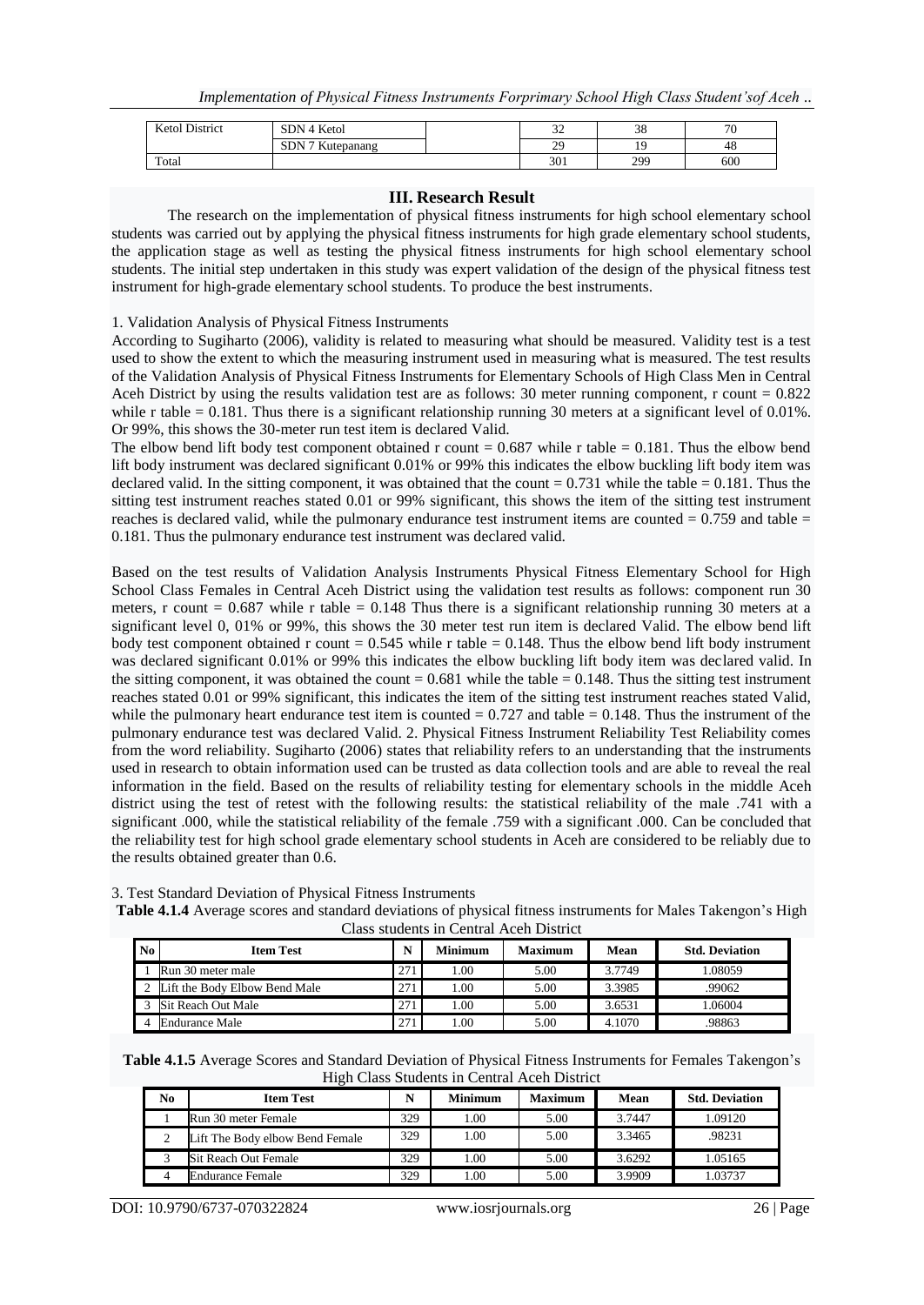| Ketol District | SDN 4 Ketol | | 32 | 38 | 70 |
|---|---|---|---|---|---|
| | SDN 7 Kutepanang | | 29 | 19 | 48 |
| Total | | | 301 | 299 | 600 |

## III. Research Result

The research on the implementation of physical fitness instruments for high school elementary school students was carried out by applying the physical fitness instruments for high grade elementary school students, the application stage as well as testing the physical fitness instruments for high school elementary school students. The initial step undertaken in this study was expert validation of the design of the physical fitness test instrument for high-grade elementary school students. To produce the best instruments.

1. Validation Analysis of Physical Fitness Instruments

According to Sugiharto (2006), validity is related to measuring what should be measured. Validity test is a test used to show the extent to which the measuring instrument used in measuring what is measured. The test results of the Validation Analysis of Physical Fitness Instruments for Elementary Schools of High Class Men in Central Aceh District by using the results validation test are as follows: 30 meter running component, r count = 0.822 while r table = 0.181. Thus there is a significant relationship running 30 meters at a significant level of 0.01%. Or 99%, this shows the 30-meter run test item is declared Valid.

The elbow bend lift body test component obtained r count = 0.687 while r table = 0.181. Thus the elbow bend lift body instrument was declared significant 0.01% or 99% this indicates the elbow buckling lift body item was declared valid. In the sitting component, it was obtained that the count = 0.731 while the table = 0.181. Thus the sitting test instrument reaches stated 0.01 or 99% significant, this shows the item of the sitting test instrument reaches is declared valid, while the pulmonary endurance test instrument items are counted = 0.759 and table = 0.181. Thus the pulmonary endurance test instrument was declared valid.

Based on the test results of Validation Analysis Instruments Physical Fitness Elementary School for High School Class Females in Central Aceh District using the validation test results as follows: component run 30 meters, r count = 0.687 while r table = 0.148 Thus there is a significant relationship running 30 meters at a significant level 0, 01% or 99%, this shows the 30 meter test run item is declared Valid. The elbow bend lift body test component obtained r count = 0.545 while r table = 0.148. Thus the elbow bend lift body instrument was declared significant 0.01% or 99% this indicates the elbow buckling lift body item was declared valid. In the sitting component, it was obtained the count = 0.681 while the table = 0.148. Thus the sitting test instrument reaches stated 0.01 or 99% significant, this indicates the item of the sitting test instrument reaches stated Valid, while the pulmonary heart endurance test item is counted = 0.727 and table = 0.148. Thus the instrument of the pulmonary endurance test was declared Valid. 2. Physical Fitness Instrument Reliability Test Reliability comes from the word reliability. Sugiharto (2006) states that reliability refers to an understanding that the instruments used in research to obtain information used can be trusted as data collection tools and are able to reveal the real information in the field. Based on the results of reliability testing for elementary schools in the middle Aceh district using the test of retest with the following results: the statistical reliability of the male .741 with a significant .000, while the statistical reliability of the female .759 with a significant .000. Can be concluded that the reliability test for high school grade elementary school students in Aceh are considered to be reliably due to the results obtained greater than 0.6.

3. Test Standard Deviation of Physical Fitness Instruments

**Table 4.1.4** Average scores and standard deviations of physical fitness instruments for Males Takengon's High Class students in Central Aceh District

| No | Item Test | N | Minimum | Maximum | Mean | Std. Deviation |
|---|---|---|---|---|---|---|
| 1 | Run 30 meter male | 271 | 1.00 | 5.00 | 3.7749 | 1.08059 |
| 2 | Lift the Body Elbow Bend Male | 271 | 1.00 | 5.00 | 3.3985 | .99062 |
| 3 | Sit Reach Out Male | 271 | 1.00 | 5.00 | 3.6531 | 1.06004 |
| 4 | Endurance Male | 271 | 1.00 | 5.00 | 4.1070 | .98863 |

**Table 4.1.5** Average Scores and Standard Deviation of Physical Fitness Instruments for Females Takengon's High Class Students in Central Aceh District

| No | Item Test | N | Minimum | Maximum | Mean | Std. Deviation |
|---|---|---|---|---|---|---|
| 1 | Run 30 meter Female | 329 | 1.00 | 5.00 | 3.7447 | 1.09120 |
| 2 | Lift The Body elbow Bend Female | 329 | 1.00 | 5.00 | 3.3465 | .98231 |
| 3 | Sit Reach Out Female | 329 | 1.00 | 5.00 | 3.6292 | 1.05165 |
| 4 | Endurance Female | 329 | 1.00 | 5.00 | 3.9909 | 1.03737 |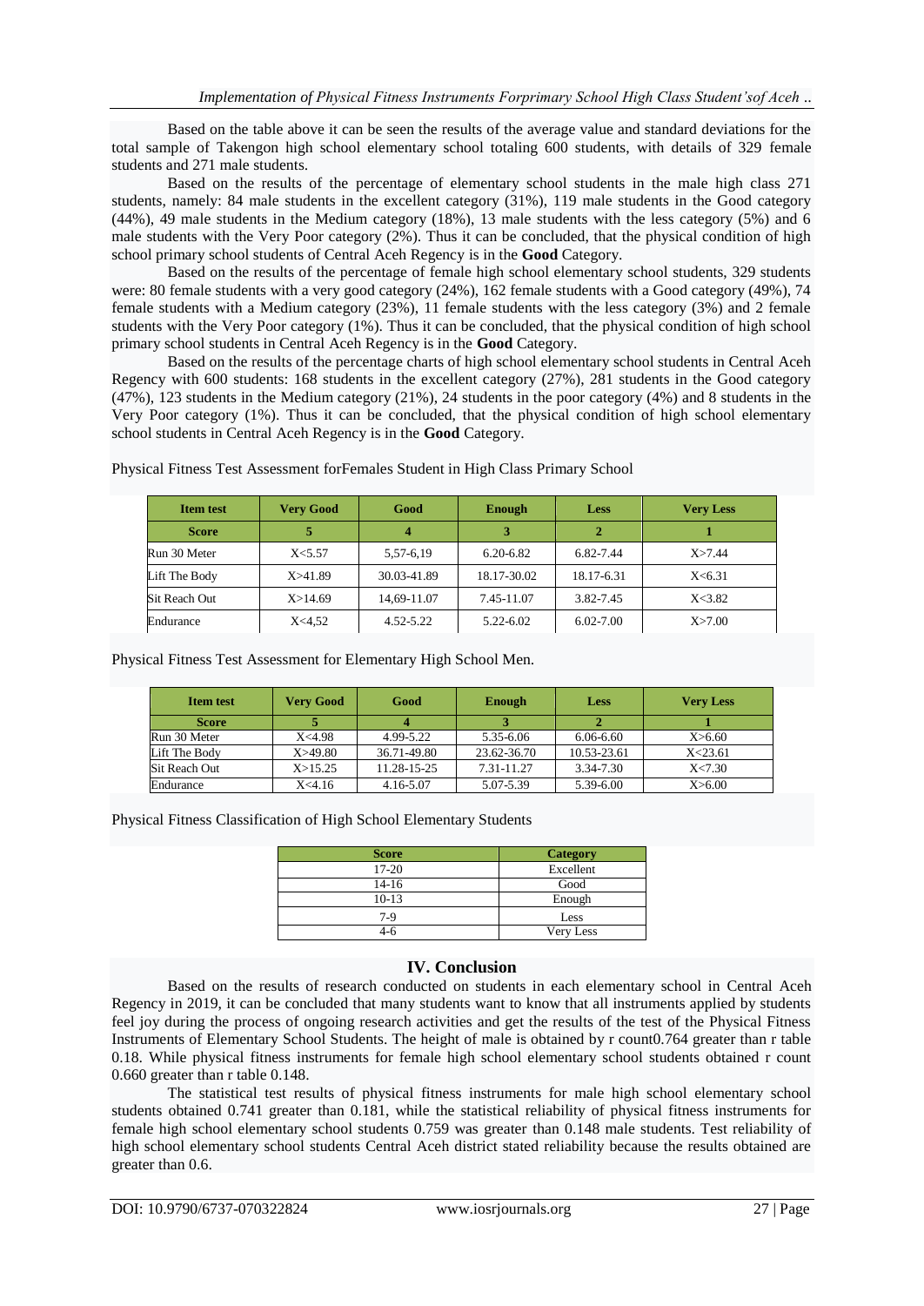Based on the table above it can be seen the results of the average value and standard deviations for the total sample of Takengon high school elementary school totaling 600 students, with details of 329 female students and 271 male students.

Based on the results of the percentage of elementary school students in the male high class 271 students, namely: 84 male students in the excellent category (31%), 119 male students in the Good category (44%), 49 male students in the Medium category (18%), 13 male students with the less category (5%) and 6 male students with the Very Poor category (2%). Thus it can be concluded, that the physical condition of high school primary school students of Central Aceh Regency is in the **Good** Category.

Based on the results of the percentage of female high school elementary school students, 329 students were: 80 female students with a very good category (24%), 162 female students with a Good category (49%), 74 female students with a Medium category (23%), 11 female students with the less category (3%) and 2 female students with the Very Poor category (1%). Thus it can be concluded, that the physical condition of high school primary school students in Central Aceh Regency is in the **Good** Category.

Based on the results of the percentage charts of high school elementary school students in Central Aceh Regency with 600 students: 168 students in the excellent category (27%), 281 students in the Good category (47%), 123 students in the Medium category (21%), 24 students in the poor category (4%) and 8 students in the Very Poor category (1%). Thus it can be concluded, that the physical condition of high school elementary school students in Central Aceh Regency is in the **Good** Category.

Physical Fitness Test Assessment forFemales Student in High Class Primary School

| Item test | Very Good | Good | Enough | Less | Very Less |
|---|---|---|---|---|---|
| **Score** | **5** | **4** | **3** | **2** | **1** |
| Run 30 Meter | X<5.57 | 5,57-6,19 | 6.20-6.82 | 6.82-7.44 | X>7.44 |
| Lift The Body | X>41.89 | 30.03-41.89 | 18.17-30.02 | 18.17-6.31 | X<6.31 |
| Sit Reach Out | X>14.69 | 14,69-11.07 | 7.45-11.07 | 3.82-7.45 | X<3.82 |
| Endurance | X<4,52 | 4.52-5.22 | 5.22-6.02 | 6.02-7.00 | X>7.00 |

Physical Fitness Test Assessment for Elementary High School Men.

| Item test | Very Good | Good | Enough | Less | Very Less |
|---|---|---|---|---|---|
| **Score** | **5** | **4** | **3** | **2** | **1** |
| Run 30 Meter | X<4.98 | 4.99-5.22 | 5.35-6.06 | 6.06-6.60 | X>6.60 |
| Lift The Body | X>49.80 | 36.71-49.80 | 23.62-36.70 | 10.53-23.61 | X<23.61 |
| Sit Reach Out | X>15.25 | 11.28-15-25 | 7.31-11.27 | 3.34-7.30 | X<7.30 |
| Endurance | X<4.16 | 4.16-5.07 | 5.07-5.39 | 5.39-6.00 | X>6.00 |

Physical Fitness Classification of High School Elementary Students

| Score | Category |
|---|---|
| 17-20 | Excellent |
| 14-16 | Good |
| 10-13 | Enough |
| 7-9 | Less |
| 4-6 | Very Less |

## IV. Conclusion

Based on the results of research conducted on students in each elementary school in Central Aceh Regency in 2019, it can be concluded that many students want to know that all instruments applied by students feel joy during the process of ongoing research activities and get the results of the test of the Physical Fitness Instruments of Elementary School Students. The height of male is obtained by r count0.764 greater than r table 0.18. While physical fitness instruments for female high school elementary school students obtained r count 0.660 greater than r table 0.148.

The statistical test results of physical fitness instruments for male high school elementary school students obtained 0.741 greater than 0.181, while the statistical reliability of physical fitness instruments for female high school elementary school students 0.759 was greater than 0.148 male students. Test reliability of high school elementary school students Central Aceh district stated reliability because the results obtained are greater than 0.6.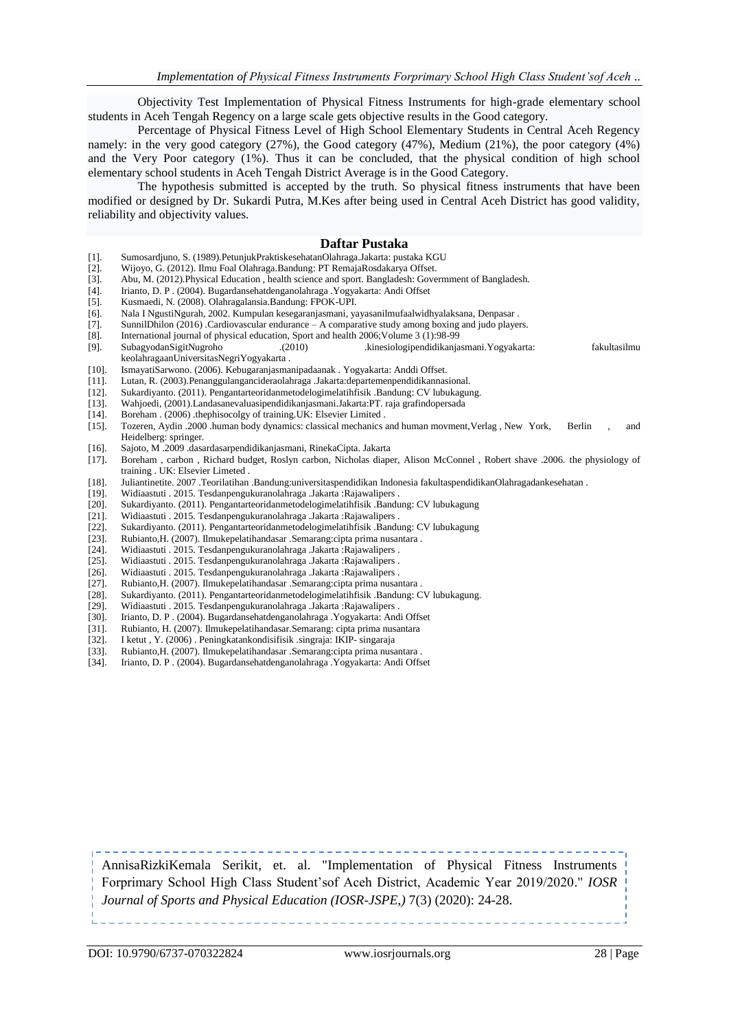Objectivity Test Implementation of Physical Fitness Instruments for high-grade elementary school students in Aceh Tengah Regency on a large scale gets objective results in the Good category.

Percentage of Physical Fitness Level of High School Elementary Students in Central Aceh Regency namely: in the very good category (27%), the Good category (47%), Medium (21%), the poor category (4%) and the Very Poor category (1%). Thus it can be concluded, that the physical condition of high school elementary school students in Aceh Tengah District Average is in the Good Category.

The hypothesis submitted is accepted by the truth. So physical fitness instruments that have been modified or designed by Dr. Sukardi Putra, M.Kes after being used in Central Aceh District has good validity, reliability and objectivity values.

## Daftar Pustaka

[1]. Sumosardjuno, S. (1989).PetunjukPraktiskesehatanOlahraga.Jakarta: pustaka KGU
[2]. Wijoyo, G. (2012). Ilmu Foal Olahraga.Bandung: PT RemajaRosdakarya Offset.
[3]. Abu, M. (2012).Physical Education , health science and sport. Bangladesh: Govermment of Bangladesh.
[4]. Irianto, D. P . (2004). Bugardansehatdenganolahraga .Yogyakarta: Andi Offset
[5]. Kusmaedi, N. (2008). Olahragalansia.Bandung: FPOK-UPI.
[6]. Nala I NgustiNgurah, 2002. Kumpulan kesegaranjasmani, yayasanilmufaalwidhyalaksana, Denpasar .
[7]. SunnilDhilon (2016) .Cardiovascular endurance – A comparative study among boxing and judo players.
[8]. International journal of physical education, Sport and health 2006;Volume 3 (1):98-99
[9]. SubagyodanSigitNugroho .(2010) .kinesiologipendidikanjasmani.Yogyakarta: fakultasilmu keolahragaanUniversitasNegriYogyakarta .
[10]. IsmayatiSarwono. (2006). Kebugaranjasmanipadaanak . Yogyakarta: Anddi Offset.
[11]. Lutan, R. (2003).Penanggulanganciderаolahraga .Jakarta:departemenpendidikannasional.
[12]. Sukardiyanto. (2011). Pengantarteoridanmetodelogimelatihfisik .Bandung: CV lubukagung.
[13]. Wahjoedi, (2001).Landasanevaluasipendidikanjasmani.Jakarta:PT. raja grafindopersada
[14]. Boreham . (2006) .thephisocolgy of training.UK: Elsevier Limited .
[15]. Tozeren, Aydin .2000 .human body dynamics: classical mechanics and human movment,Verlag , New York, Berlin , and Heidelberg: springer.
[16]. Sajoto, M .2009 .dasardasarpendidikanjasmani, RinekaCipta. Jakarta
[17]. Boreham , carbon , Richard budget, Roslyn carbon, Nicholas diaper, Alison McConnel , Robert shave .2006. the physiology of training . UK: Elsevier Limeted .
[18]. Juliantinetite. 2007 .Teorilatihan .Bandung:universitaspendidikan Indonesia fakultaspendidikanOlahragadankesehatan .
[19]. Widiaastuti . 2015. Tesdanpengukuranolahraga .Jakarta :Rajawalipers .
[20]. Sukardiyanto. (2011). Pengantarteoridanmetodelogimelatihfisik .Bandung: CV lubukagung
[21]. Widiaastuti . 2015. Tesdanpengukuranolahraga .Jakarta :Rajawalipers .
[22]. Sukardiyanto. (2011). Pengantarteoridanmetodelogimelatihfisik .Bandung: CV lubukagung
[23]. Rubianto,H. (2007). Ilmukepelatihandasar .Semarang:cipta prima nusantara .
[24]. Widiaastuti . 2015. Tesdanpengukuranolahraga .Jakarta :Rajawalipers .
[25]. Widiaastuti . 2015. Tesdanpengukuranolahraga .Jakarta :Rajawalipers .
[26]. Widiaastuti . 2015. Tesdanpengukuranolahraga .Jakarta :Rajawalipers .
[27]. Rubianto,H. (2007). Ilmukepelatihandasar .Semarang:cipta prima nusantara .
[28]. Sukardiyanto. (2011). Pengantarteoridanmetodelogimelatihfisik .Bandung: CV lubukagung.
[29]. Widiaastuti . 2015. Tesdanpengukuranolahraga .Jakarta :Rajawalipers .
[30]. Irianto, D. P . (2004). Bugardansehatdenganolahraga .Yogyakarta: Andi Offset
[31]. Rubianto, H. (2007). Ilmukepelatihandasar.Semarang: cipta prima nusantara
[32]. I ketut , Y. (2006) . Peningkatankondisifisik .singraja: IKIP- singaraja
[33]. Rubianto,H. (2007). Ilmukepelatihandasar .Semarang:cipta prima nusantara .
[34]. Irianto, D. P . (2004). Bugardansehatdenganolahraga .Yogyakarta: Andi Offset

AnnisaRizkiKemala Serikit, et. al. "Implementation of Physical Fitness Instruments Forprimary School High Class Student'sof Aceh District, Academic Year 2019/2020." *IOSR Journal of Sports and Physical Education (IOSR-JSPE,)* 7(3) (2020): 24-28.